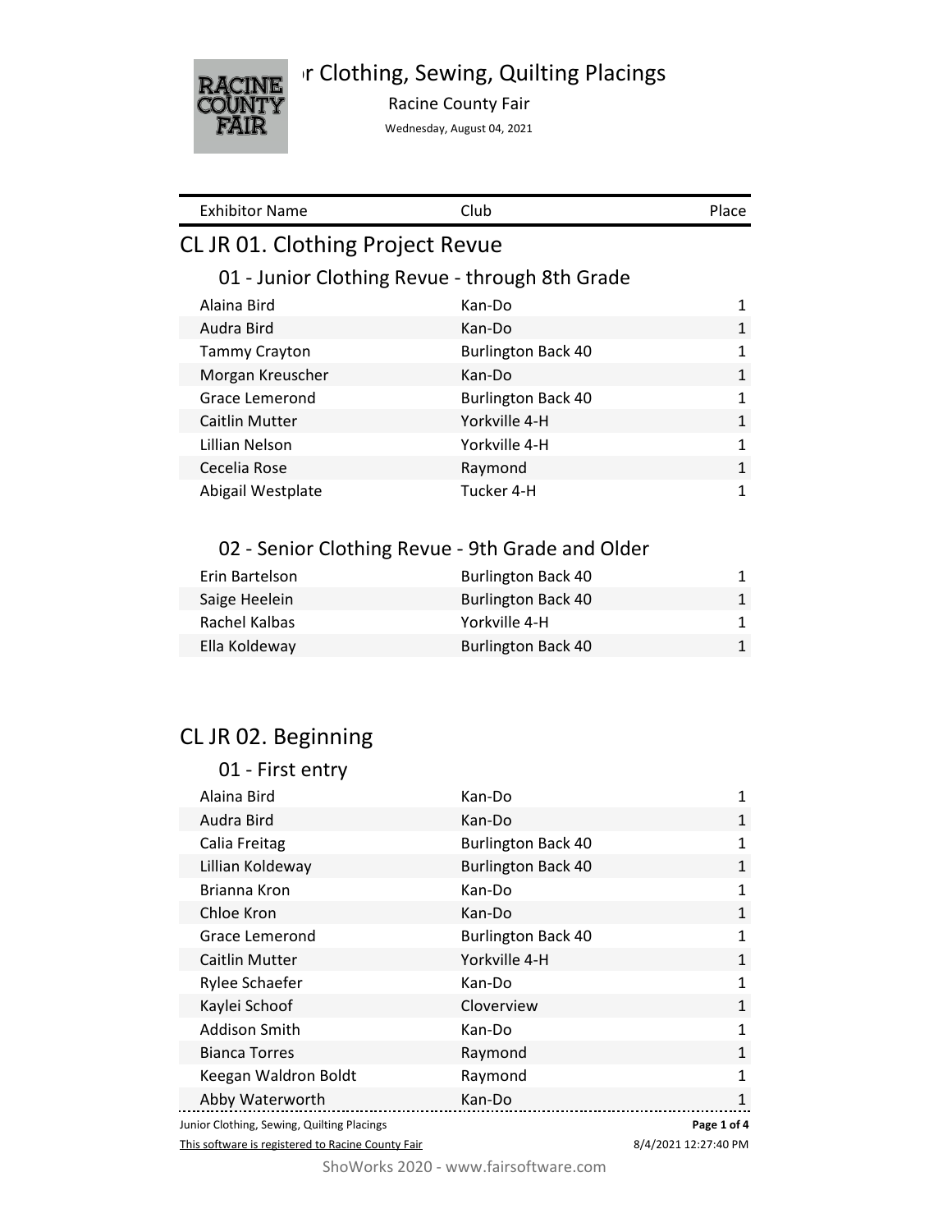# r Clothing, Sewing, Quilting Placings

Racine County Fair

Wednesday, August 04, 2021

| Exhibitor Name | Club | Place |
|---|---|---|

## CL JR 01. Clothing Project Revue

### 01 - Junior Clothing Revue - through 8th Grade

| Exhibitor Name | Club | Place |
|---|---|---|
| Alaina Bird | Kan-Do | 1 |
| Audra Bird | Kan-Do | 1 |
| Tammy Crayton | Burlington Back 40 | 1 |
| Morgan Kreuscher | Kan-Do | 1 |
| Grace Lemerond | Burlington Back 40 | 1 |
| Caitlin Mutter | Yorkville 4-H | 1 |
| Lillian Nelson | Yorkville 4-H | 1 |
| Cecelia Rose | Raymond | 1 |
| Abigail Westplate | Tucker 4-H | 1 |

### 02 - Senior Clothing Revue - 9th Grade and Older

| Exhibitor Name | Club | Place |
|---|---|---|
| Erin Bartelson | Burlington Back 40 | 1 |
| Saige Heelein | Burlington Back 40 | 1 |
| Rachel Kalbas | Yorkville 4-H | 1 |
| Ella Koldeway | Burlington Back 40 | 1 |

## CL JR 02. Beginning

### 01 - First entry

| Exhibitor Name | Club | Place |
|---|---|---|
| Alaina Bird | Kan-Do | 1 |
| Audra Bird | Kan-Do | 1 |
| Calia Freitag | Burlington Back 40 | 1 |
| Lillian Koldeway | Burlington Back 40 | 1 |
| Brianna Kron | Kan-Do | 1 |
| Chloe Kron | Kan-Do | 1 |
| Grace Lemerond | Burlington Back 40 | 1 |
| Caitlin Mutter | Yorkville 4-H | 1 |
| Rylee Schaefer | Kan-Do | 1 |
| Kaylei Schoof | Cloverview | 1 |
| Addison Smith | Kan-Do | 1 |
| Bianca Torres | Raymond | 1 |
| Keegan Waldron Boldt | Raymond | 1 |
| Abby Waterworth | Kan-Do | 1 |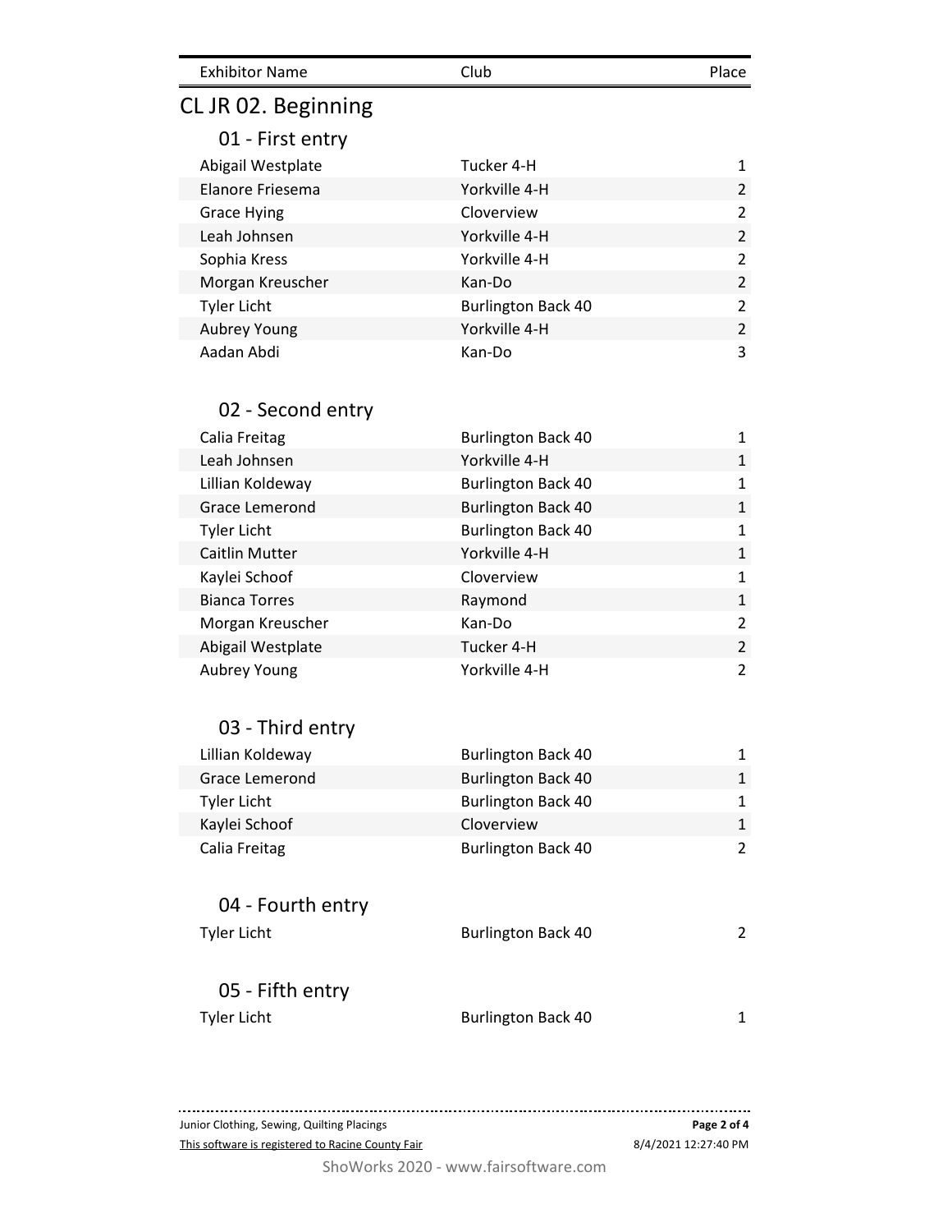| Exhibitor Name | Club | Place |
|---|---|---|

# CL JR 02. Beginning

## 01 - First entry

| Exhibitor Name | Club | Place |
|---|---|---|
| Abigail Westplate | Tucker 4-H | 1 |
| Elanore Friesema | Yorkville 4-H | 2 |
| Grace Hying | Cloverview | 2 |
| Leah Johnsen | Yorkville 4-H | 2 |
| Sophia Kress | Yorkville 4-H | 2 |
| Morgan Kreuscher | Kan-Do | 2 |
| Tyler Licht | Burlington Back 40 | 2 |
| Aubrey Young | Yorkville 4-H | 2 |
| Aadan Abdi | Kan-Do | 3 |

## 02 - Second entry

| Exhibitor Name | Club | Place |
|---|---|---|
| Calia Freitag | Burlington Back 40 | 1 |
| Leah Johnsen | Yorkville 4-H | 1 |
| Lillian Koldeway | Burlington Back 40 | 1 |
| Grace Lemerond | Burlington Back 40 | 1 |
| Tyler Licht | Burlington Back 40 | 1 |
| Caitlin Mutter | Yorkville 4-H | 1 |
| Kaylei Schoof | Cloverview | 1 |
| Bianca Torres | Raymond | 1 |
| Morgan Kreuscher | Kan-Do | 2 |
| Abigail Westplate | Tucker 4-H | 2 |
| Aubrey Young | Yorkville 4-H | 2 |

## 03 - Third entry

| Exhibitor Name | Club | Place |
|---|---|---|
| Lillian Koldeway | Burlington Back 40 | 1 |
| Grace Lemerond | Burlington Back 40 | 1 |
| Tyler Licht | Burlington Back 40 | 1 |
| Kaylei Schoof | Cloverview | 1 |
| Calia Freitag | Burlington Back 40 | 2 |

## 04 - Fourth entry

| Exhibitor Name | Club | Place |
|---|---|---|
| Tyler Licht | Burlington Back 40 | 2 |

## 05 - Fifth entry

| Exhibitor Name | Club | Place |
|---|---|---|
| Tyler Licht | Burlington Back 40 | 1 |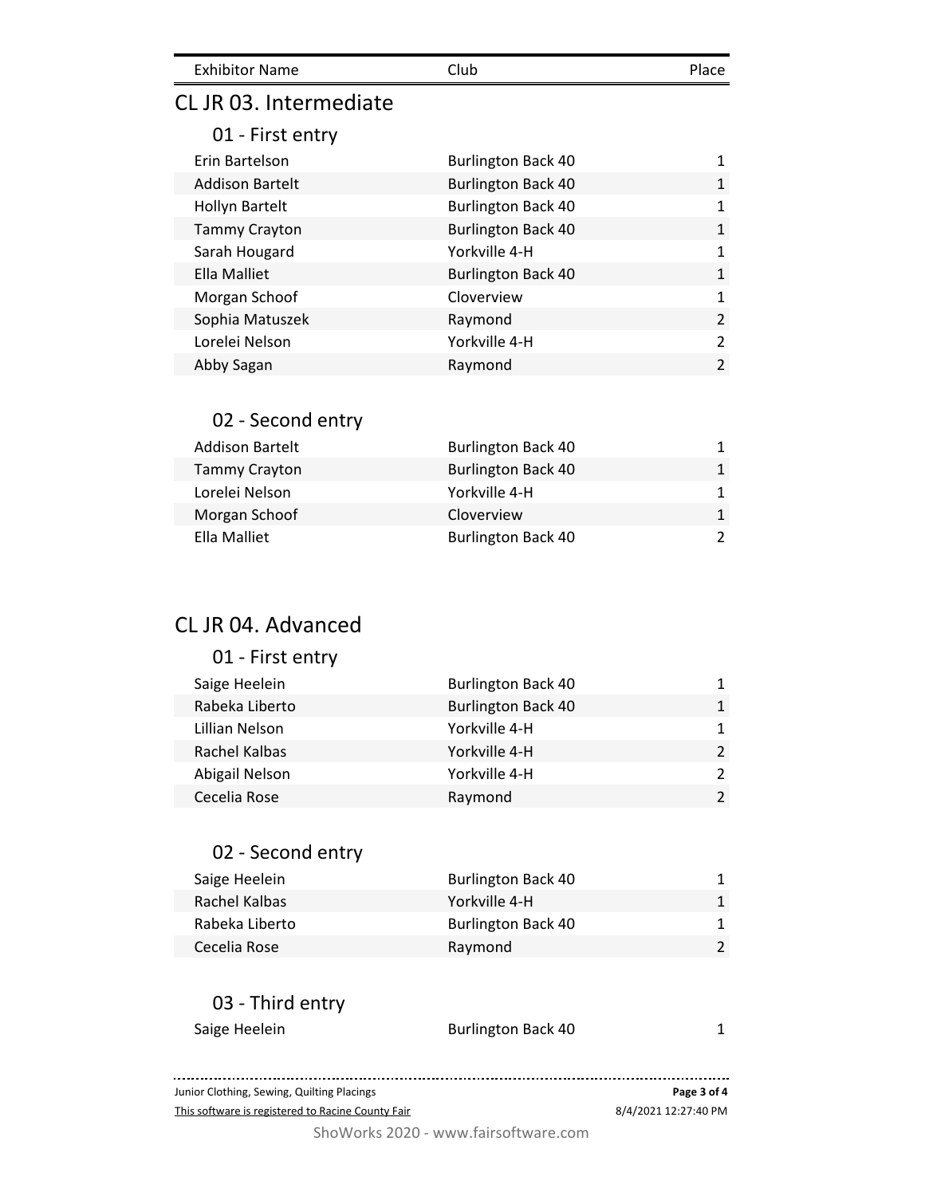| Exhibitor Name | Club | Place |
|---|---|---|

## CL JR 03. Intermediate

### 01 - First entry

| Exhibitor Name | Club | Place |
|---|---|---|
| Erin Bartelson | Burlington Back 40 | 1 |
| Addison Bartelt | Burlington Back 40 | 1 |
| Hollyn Bartelt | Burlington Back 40 | 1 |
| Tammy Crayton | Burlington Back 40 | 1 |
| Sarah Hougard | Yorkville 4-H | 1 |
| Ella Malliet | Burlington Back 40 | 1 |
| Morgan Schoof | Cloverview | 1 |
| Sophia Matuszek | Raymond | 2 |
| Lorelei Nelson | Yorkville 4-H | 2 |
| Abby Sagan | Raymond | 2 |

### 02 - Second entry

| Exhibitor Name | Club | Place |
|---|---|---|
| Addison Bartelt | Burlington Back 40 | 1 |
| Tammy Crayton | Burlington Back 40 | 1 |
| Lorelei Nelson | Yorkville 4-H | 1 |
| Morgan Schoof | Cloverview | 1 |
| Ella Malliet | Burlington Back 40 | 2 |

## CL JR 04. Advanced

### 01 - First entry

| Exhibitor Name | Club | Place |
|---|---|---|
| Saige Heelein | Burlington Back 40 | 1 |
| Rabeka Liberto | Burlington Back 40 | 1 |
| Lillian Nelson | Yorkville 4-H | 1 |
| Rachel Kalbas | Yorkville 4-H | 2 |
| Abigail Nelson | Yorkville 4-H | 2 |
| Cecelia Rose | Raymond | 2 |

### 02 - Second entry

| Exhibitor Name | Club | Place |
|---|---|---|
| Saige Heelein | Burlington Back 40 | 1 |
| Rachel Kalbas | Yorkville 4-H | 1 |
| Rabeka Liberto | Burlington Back 40 | 1 |
| Cecelia Rose | Raymond | 2 |

### 03 - Third entry

| Exhibitor Name | Club | Place |
|---|---|---|
| Saige Heelein | Burlington Back 40 | 1 |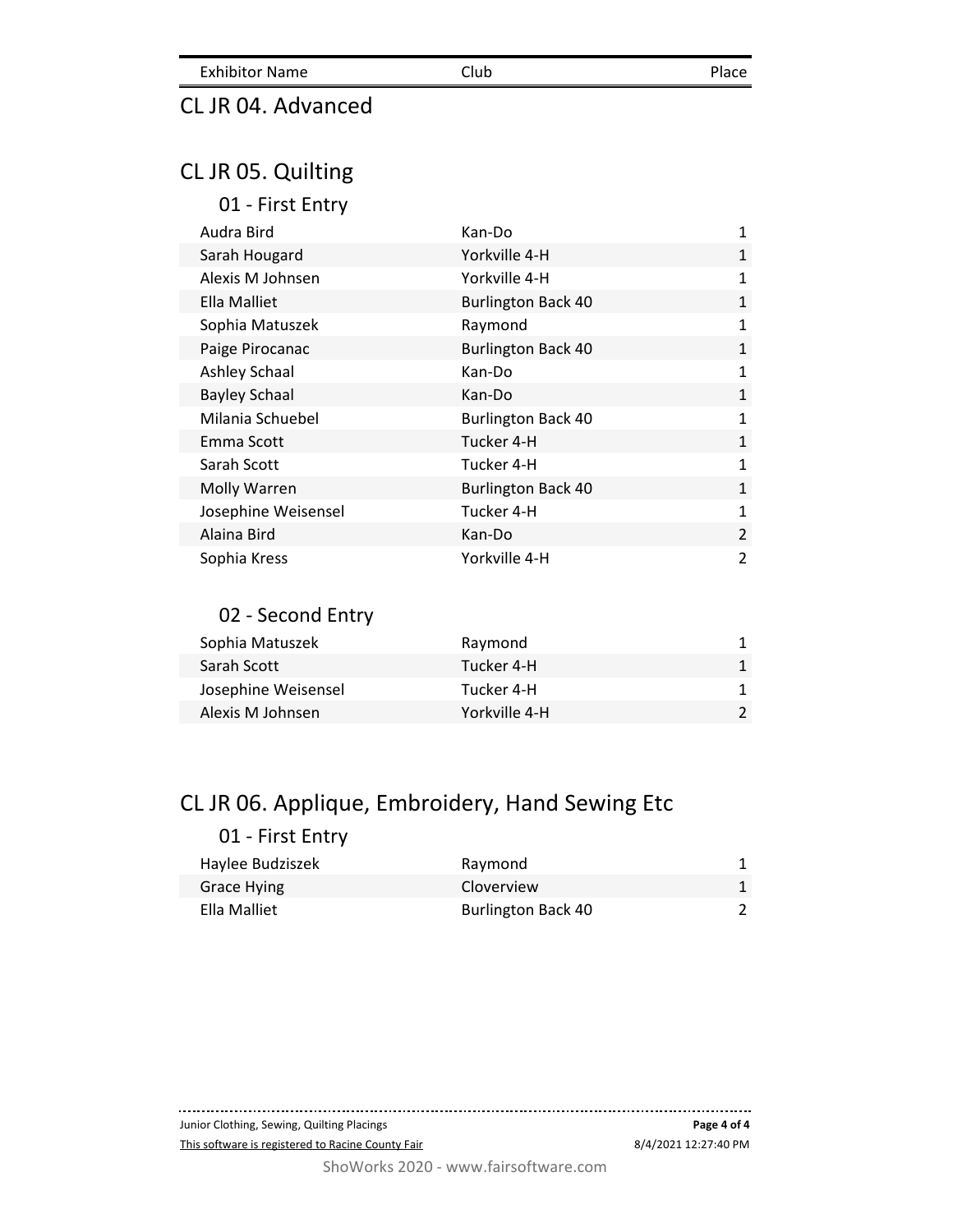| Exhibitor Name | Club | Place |
|---|---|---|

## CL JR 04. Advanced

## CL JR 05. Quilting

### 01 - First Entry

| Exhibitor Name | Club | Place |
|---|---|---|
| Audra Bird | Kan-Do | 1 |
| Sarah Hougard | Yorkville 4-H | 1 |
| Alexis M Johnsen | Yorkville 4-H | 1 |
| Ella Malliet | Burlington Back 40 | 1 |
| Sophia Matuszek | Raymond | 1 |
| Paige Pirocanac | Burlington Back 40 | 1 |
| Ashley Schaal | Kan-Do | 1 |
| Bayley Schaal | Kan-Do | 1 |
| Milania Schuebel | Burlington Back 40 | 1 |
| Emma Scott | Tucker 4-H | 1 |
| Sarah Scott | Tucker 4-H | 1 |
| Molly Warren | Burlington Back 40 | 1 |
| Josephine Weisensel | Tucker 4-H | 1 |
| Alaina Bird | Kan-Do | 2 |
| Sophia Kress | Yorkville 4-H | 2 |

### 02 - Second Entry

| Exhibitor Name | Club | Place |
|---|---|---|
| Sophia Matuszek | Raymond | 1 |
| Sarah Scott | Tucker 4-H | 1 |
| Josephine Weisensel | Tucker 4-H | 1 |
| Alexis M Johnsen | Yorkville 4-H | 2 |

## CL JR 06. Applique, Embroidery, Hand Sewing Etc

### 01 - First Entry

| Exhibitor Name | Club | Place |
|---|---|---|
| Haylee Budziszek | Raymond | 1 |
| Grace Hying | Cloverview | 1 |
| Ella Malliet | Burlington Back 40 | 2 |